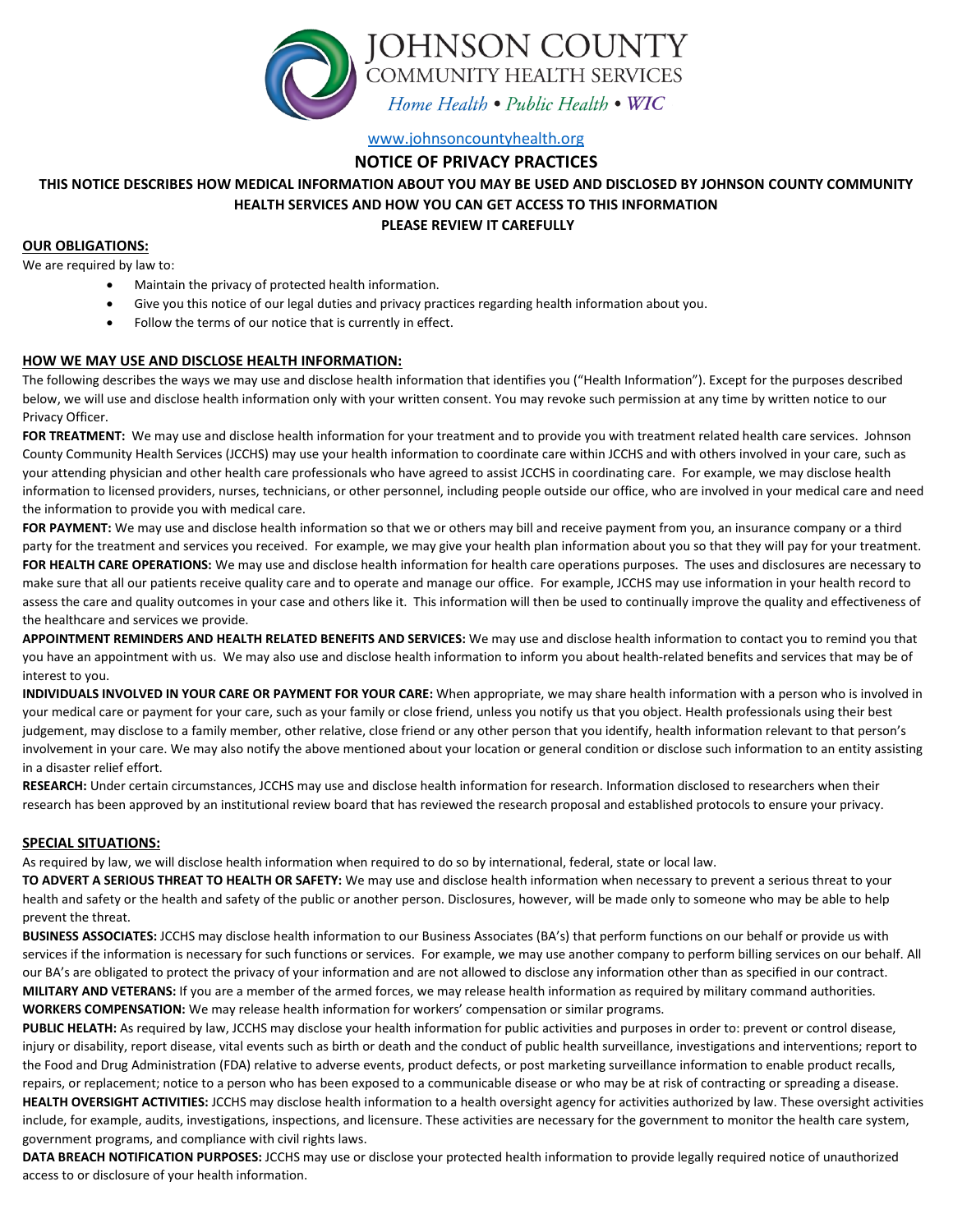# JOHNSON COUNTY
## COMMUNITY HEALTH SERVICES

*Home Health • Public Health • WIC*

www.johnsoncountyhealth.org

## NOTICE OF PRIVACY PRACTICES

**THIS NOTICE DESCRIBES HOW MEDICAL INFORMATION ABOUT YOU MAY BE USED AND DISCLOSED BY JOHNSON COUNTY COMMUNITY HEALTH SERVICES AND HOW YOU CAN GET ACCESS TO THIS INFORMATION**

**PLEASE REVIEW IT CAREFULLY**

### OUR OBLIGATIONS:

We are required by law to:

- Maintain the privacy of protected health information.
- Give you this notice of our legal duties and privacy practices regarding health information about you.
- Follow the terms of our notice that is currently in effect.

### HOW WE MAY USE AND DISCLOSE HEALTH INFORMATION:

The following describes the ways we may use and disclose health information that identifies you ("Health Information"). Except for the purposes described below, we will use and disclose health information only with your written consent. You may revoke such permission at any time by written notice to our Privacy Officer.

**FOR TREATMENT:** We may use and disclose health information for your treatment and to provide you with treatment related health care services. Johnson County Community Health Services (JCCHS) may use your health information to coordinate care within JCCHS and with others involved in your care, such as your attending physician and other health care professionals who have agreed to assist JCCHS in coordinating care. For example, we may disclose health information to licensed providers, nurses, technicians, or other personnel, including people outside our office, who are involved in your medical care and need the information to provide you with medical care.

**FOR PAYMENT:** We may use and disclose health information so that we or others may bill and receive payment from you, an insurance company or a third party for the treatment and services you received. For example, we may give your health plan information about you so that they will pay for your treatment.

**FOR HEALTH CARE OPERATIONS:** We may use and disclose health information for health care operations purposes. The uses and disclosures are necessary to make sure that all our patients receive quality care and to operate and manage our office. For example, JCCHS may use information in your health record to assess the care and quality outcomes in your case and others like it. This information will then be used to continually improve the quality and effectiveness of the healthcare and services we provide.

**APPOINTMENT REMINDERS AND HEALTH RELATED BENEFITS AND SERVICES:** We may use and disclose health information to contact you to remind you that you have an appointment with us. We may also use and disclose health information to inform you about health-related benefits and services that may be of interest to you.

**INDIVIDUALS INVOLVED IN YOUR CARE OR PAYMENT FOR YOUR CARE:** When appropriate, we may share health information with a person who is involved in your medical care or payment for your care, such as your family or close friend, unless you notify us that you object. Health professionals using their best judgement, may disclose to a family member, other relative, close friend or any other person that you identify, health information relevant to that person's involvement in your care. We may also notify the above mentioned about your location or general condition or disclose such information to an entity assisting in a disaster relief effort.

**RESEARCH:** Under certain circumstances, JCCHS may use and disclose health information for research. Information disclosed to researchers when their research has been approved by an institutional review board that has reviewed the research proposal and established protocols to ensure your privacy.

### SPECIAL SITUATIONS:

As required by law, we will disclose health information when required to do so by international, federal, state or local law.

**TO ADVERT A SERIOUS THREAT TO HEALTH OR SAFETY:** We may use and disclose health information when necessary to prevent a serious threat to your health and safety or the health and safety of the public or another person. Disclosures, however, will be made only to someone who may be able to help prevent the threat.

**BUSINESS ASSOCIATES:** JCCHS may disclose health information to our Business Associates (BA's) that perform functions on our behalf or provide us with services if the information is necessary for such functions or services. For example, we may use another company to perform billing services on our behalf. All our BA's are obligated to protect the privacy of your information and are not allowed to disclose any information other than as specified in our contract.

**MILITARY AND VETERANS:** If you are a member of the armed forces, we may release health information as required by military command authorities.

**WORKERS COMPENSATION:** We may release health information for workers' compensation or similar programs.

**PUBLIC HELATH:** As required by law, JCCHS may disclose your health information for public activities and purposes in order to: prevent or control disease, injury or disability, report disease, vital events such as birth or death and the conduct of public health surveillance, investigations and interventions; report to the Food and Drug Administration (FDA) relative to adverse events, product defects, or post marketing surveillance information to enable product recalls, repairs, or replacement; notice to a person who has been exposed to a communicable disease or who may be at risk of contracting or spreading a disease.

**HEALTH OVERSIGHT ACTIVITIES:** JCCHS may disclose health information to a health oversight agency for activities authorized by law. These oversight activities include, for example, audits, investigations, inspections, and licensure. These activities are necessary for the government to monitor the health care system, government programs, and compliance with civil rights laws.

**DATA BREACH NOTIFICATION PURPOSES:** JCCHS may use or disclose your protected health information to provide legally required notice of unauthorized access to or disclosure of your health information.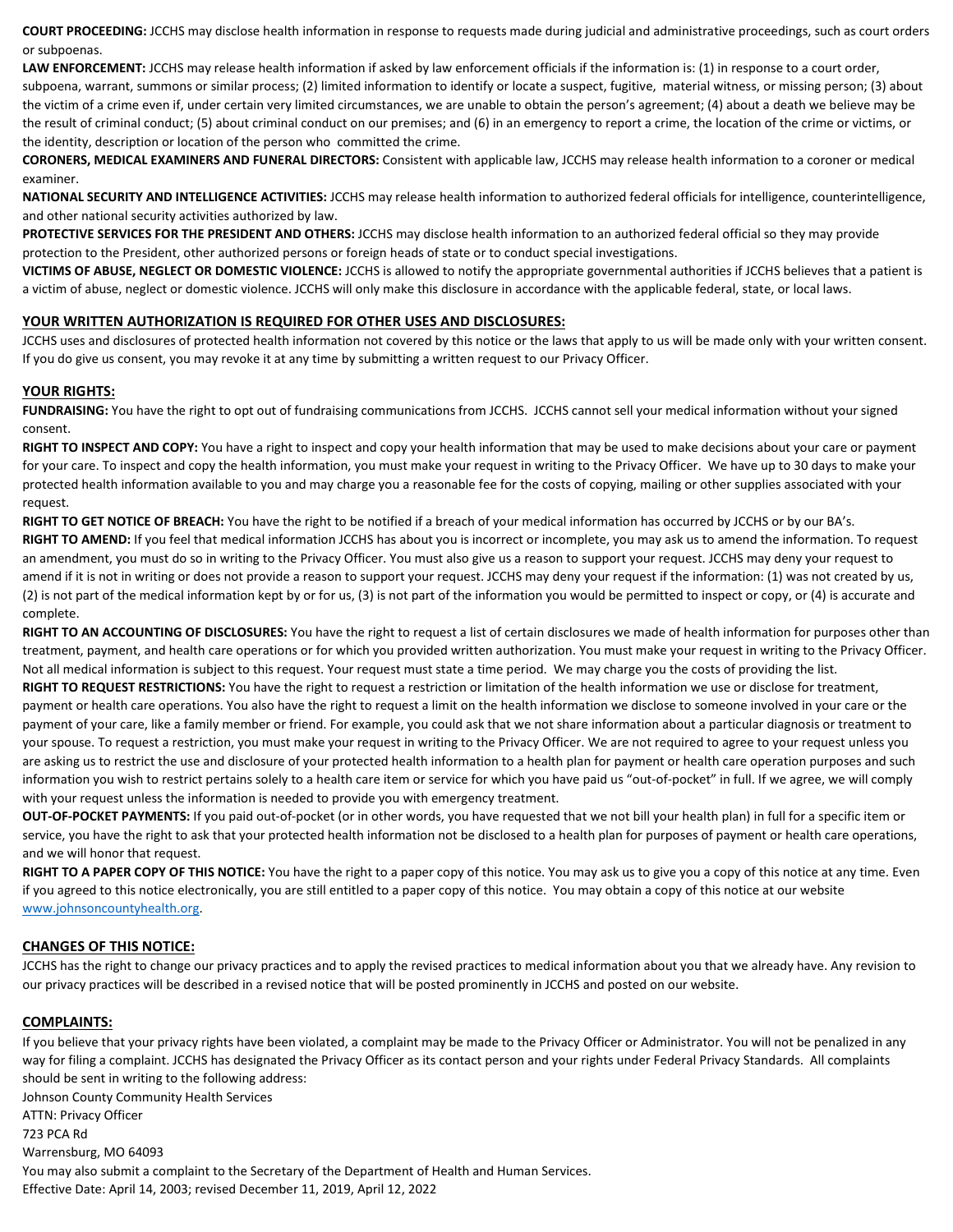**COURT PROCEEDING:** JCCHS may disclose health information in response to requests made during judicial and administrative proceedings, such as court orders or subpoenas.

**LAW ENFORCEMENT:** JCCHS may release health information if asked by law enforcement officials if the information is: (1) in response to a court order, subpoena, warrant, summons or similar process; (2) limited information to identify or locate a suspect, fugitive, material witness, or missing person; (3) about the victim of a crime even if, under certain very limited circumstances, we are unable to obtain the person's agreement; (4) about a death we believe may be the result of criminal conduct; (5) about criminal conduct on our premises; and (6) in an emergency to report a crime, the location of the crime or victims, or the identity, description or location of the person who committed the crime.

**CORONERS, MEDICAL EXAMINERS AND FUNERAL DIRECTORS:** Consistent with applicable law, JCCHS may release health information to a coroner or medical examiner.

**NATIONAL SECURITY AND INTELLIGENCE ACTIVITIES:** JCCHS may release health information to authorized federal officials for intelligence, counterintelligence, and other national security activities authorized by law.

**PROTECTIVE SERVICES FOR THE PRESIDENT AND OTHERS:** JCCHS may disclose health information to an authorized federal official so they may provide protection to the President, other authorized persons or foreign heads of state or to conduct special investigations.

**VICTIMS OF ABUSE, NEGLECT OR DOMESTIC VIOLENCE:** JCCHS is allowed to notify the appropriate governmental authorities if JCCHS believes that a patient is a victim of abuse, neglect or domestic violence. JCCHS will only make this disclosure in accordance with the applicable federal, state, or local laws.

## YOUR WRITTEN AUTHORIZATION IS REQUIRED FOR OTHER USES AND DISCLOSURES:

JCCHS uses and disclosures of protected health information not covered by this notice or the laws that apply to us will be made only with your written consent. If you do give us consent, you may revoke it at any time by submitting a written request to our Privacy Officer.

## YOUR RIGHTS:

**FUNDRAISING:** You have the right to opt out of fundraising communications from JCCHS. JCCHS cannot sell your medical information without your signed consent.

**RIGHT TO INSPECT AND COPY:** You have a right to inspect and copy your health information that may be used to make decisions about your care or payment for your care. To inspect and copy the health information, you must make your request in writing to the Privacy Officer. We have up to 30 days to make your protected health information available to you and may charge you a reasonable fee for the costs of copying, mailing or other supplies associated with your request.

**RIGHT TO GET NOTICE OF BREACH:** You have the right to be notified if a breach of your medical information has occurred by JCCHS or by our BA's.

**RIGHT TO AMEND:** If you feel that medical information JCCHS has about you is incorrect or incomplete, you may ask us to amend the information. To request an amendment, you must do so in writing to the Privacy Officer. You must also give us a reason to support your request. JCCHS may deny your request to amend if it is not in writing or does not provide a reason to support your request. JCCHS may deny your request if the information: (1) was not created by us, (2) is not part of the medical information kept by or for us, (3) is not part of the information you would be permitted to inspect or copy, or (4) is accurate and complete.

**RIGHT TO AN ACCOUNTING OF DISCLOSURES:** You have the right to request a list of certain disclosures we made of health information for purposes other than treatment, payment, and health care operations or for which you provided written authorization. You must make your request in writing to the Privacy Officer. Not all medical information is subject to this request. Your request must state a time period. We may charge you the costs of providing the list.

**RIGHT TO REQUEST RESTRICTIONS:** You have the right to request a restriction or limitation of the health information we use or disclose for treatment, payment or health care operations. You also have the right to request a limit on the health information we disclose to someone involved in your care or the payment of your care, like a family member or friend. For example, you could ask that we not share information about a particular diagnosis or treatment to your spouse. To request a restriction, you must make your request in writing to the Privacy Officer. We are not required to agree to your request unless you are asking us to restrict the use and disclosure of your protected health information to a health plan for payment or health care operation purposes and such information you wish to restrict pertains solely to a health care item or service for which you have paid us "out-of-pocket" in full. If we agree, we will comply with your request unless the information is needed to provide you with emergency treatment.

**OUT-OF-POCKET PAYMENTS:** If you paid out-of-pocket (or in other words, you have requested that we not bill your health plan) in full for a specific item or service, you have the right to ask that your protected health information not be disclosed to a health plan for purposes of payment or health care operations, and we will honor that request.

**RIGHT TO A PAPER COPY OF THIS NOTICE:** You have the right to a paper copy of this notice. You may ask us to give you a copy of this notice at any time. Even if you agreed to this notice electronically, you are still entitled to a paper copy of this notice. You may obtain a copy of this notice at our website www.johnsoncountyhealth.org.

## CHANGES OF THIS NOTICE:

JCCHS has the right to change our privacy practices and to apply the revised practices to medical information about you that we already have. Any revision to our privacy practices will be described in a revised notice that will be posted prominently in JCCHS and posted on our website.

## COMPLAINTS:

If you believe that your privacy rights have been violated, a complaint may be made to the Privacy Officer or Administrator. You will not be penalized in any way for filing a complaint. JCCHS has designated the Privacy Officer as its contact person and your rights under Federal Privacy Standards. All complaints should be sent in writing to the following address:

Johnson County Community Health Services  
ATTN: Privacy Officer  
723 PCA Rd  
Warrensburg, MO 64093

You may also submit a complaint to the Secretary of the Department of Health and Human Services.

Effective Date: April 14, 2003; revised December 11, 2019, April 12, 2022